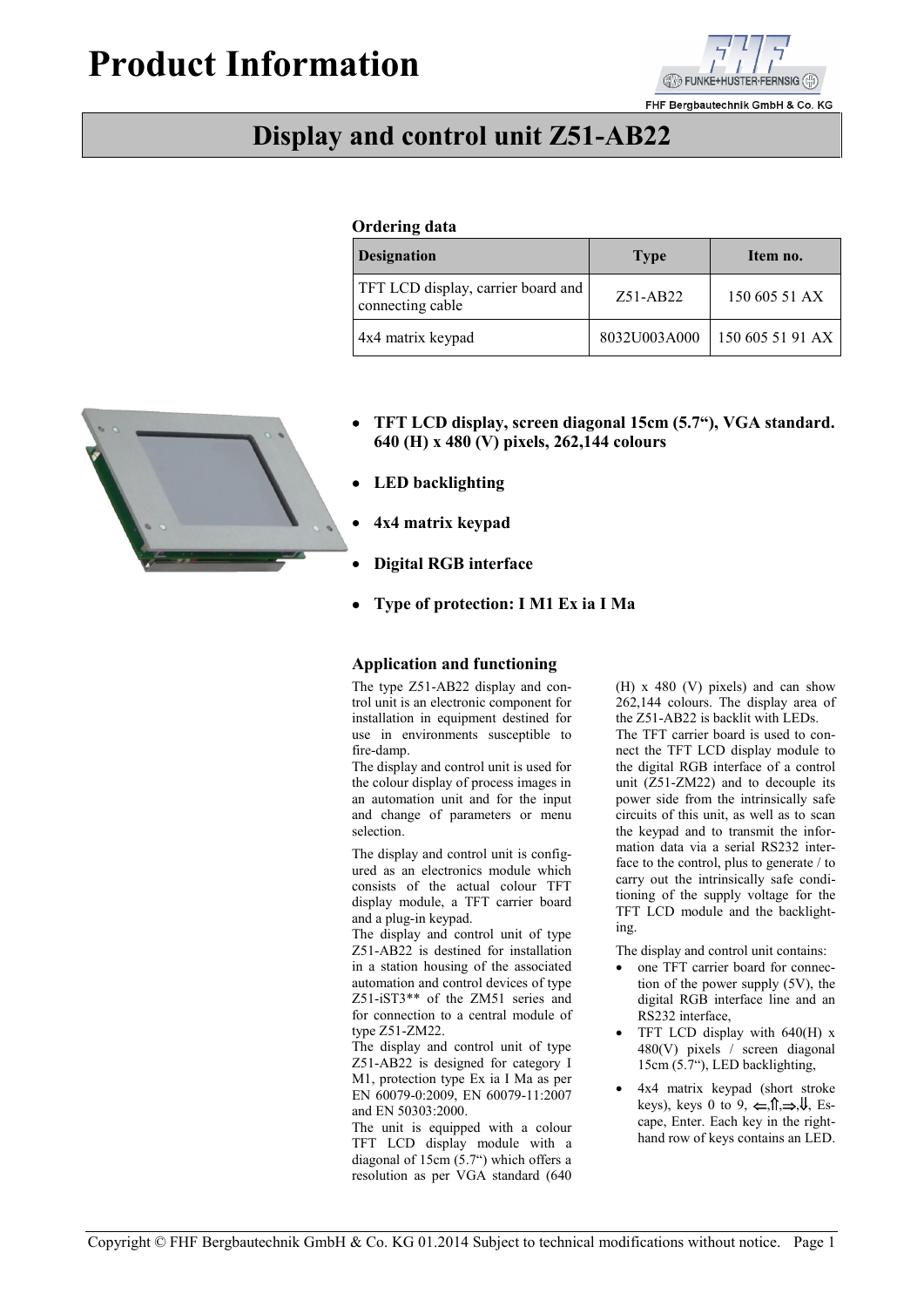# Product Information

FHF Bergbautechnik GmbH & Co. KG

## Display and control unit Z51-AB22

### Ordering data

| Designation | Type | Item no. |
|---|---|---|
| TFT LCD display, carrier board and connecting cable | Z51-AB22 | 150 605 51 AX |
| 4x4 matrix keypad | 8032U003A000 | 150 605 51 91 AX |

- **TFT LCD display, screen diagonal 15cm (5.7“), VGA standard. 640 (H) x 480 (V) pixels, 262,144 colours**
- **LED backlighting**
- **4x4 matrix keypad**
- **Digital RGB interface**
- **Type of protection: I M1 Ex ia I Ma**

### Application and functioning

The type Z51-AB22 display and control unit is an electronic component for installation in equipment destined for use in environments susceptible to fire-damp.

The display and control unit is used for the colour display of process images in an automation unit and for the input and change of parameters or menu selection.

The display and control unit is configured as an electronics module which consists of the actual colour TFT display module, a TFT carrier board and a plug-in keypad.

The display and control unit of type Z51-AB22 is destined for installation in a station housing of the associated automation and control devices of type Z51-iST3** of the ZM51 series and for connection to a central module of type Z51-ZM22.

The display and control unit of type Z51-AB22 is designed for category I M1, protection type Ex ia I Ma as per EN 60079-0:2009, EN 60079-11:2007 and EN 50303:2000.

The unit is equipped with a colour TFT LCD display module with a diagonal of 15cm (5.7“) which offers a resolution as per VGA standard (640 (H) x 480 (V) pixels) and can show 262,144 colours. The display area of the Z51-AB22 is backlit with LEDs.

The TFT carrier board is used to connect the TFT LCD display module to the digital RGB interface of a control unit (Z51-ZM22) and to decouple its power side from the intrinsically safe circuits of this unit, as well as to scan the keypad and to transmit the information data via a serial RS232 interface to the control, plus to generate / to carry out the intrinsically safe conditioning of the supply voltage for the TFT LCD module and the backlighting.

The display and control unit contains:

- one TFT carrier board for connection of the power supply (5V), the digital RGB interface line and an RS232 interface,
- TFT LCD display with 640(H) x 480(V) pixels / screen diagonal 15cm (5.7“), LED backlighting,
- 4x4 matrix keypad (short stroke keys), keys 0 to 9, ⇐,⇑,⇒,⇓, Escape, Enter. Each key in the right-hand row of keys contains an LED.

Copyright © FHF Bergbautechnik GmbH & Co. KG 01.2014 Subject to technical modifications without notice.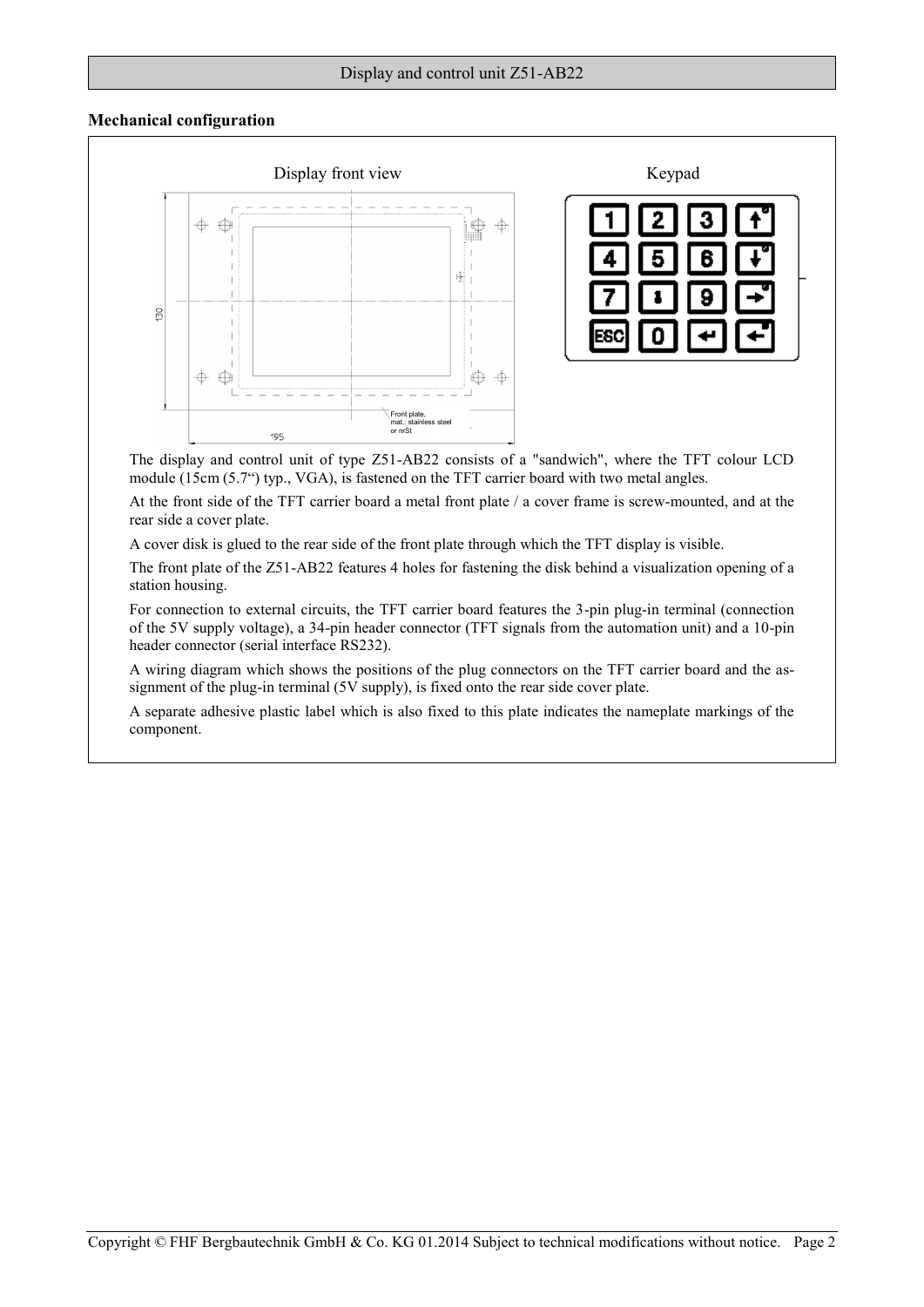## Mechanical configuration

Display front view

Keypad

The display and control unit of type Z51-AB22 consists of a "sandwich", where the TFT colour LCD module (15cm (5.7“) typ., VGA), is fastened on the TFT carrier board with two metal angles.

At the front side of the TFT carrier board a metal front plate / a cover frame is screw-mounted, and at the rear side a cover plate.

A cover disk is glued to the rear side of the front plate through which the TFT display is visible.

The front plate of the Z51-AB22 features 4 holes for fastening the disk behind a visualization opening of a station housing.

For connection to external circuits, the TFT carrier board features the 3-pin plug-in terminal (connection of the 5V supply voltage), a 34-pin header connector (TFT signals from the automation unit) and a 10-pin header connector (serial interface RS232).

A wiring diagram which shows the positions of the plug connectors on the TFT carrier board and the assignment of the plug-in terminal (5V supply), is fixed onto the rear side cover plate.

A separate adhesive plastic label which is also fixed to this plate indicates the nameplate markings of the component.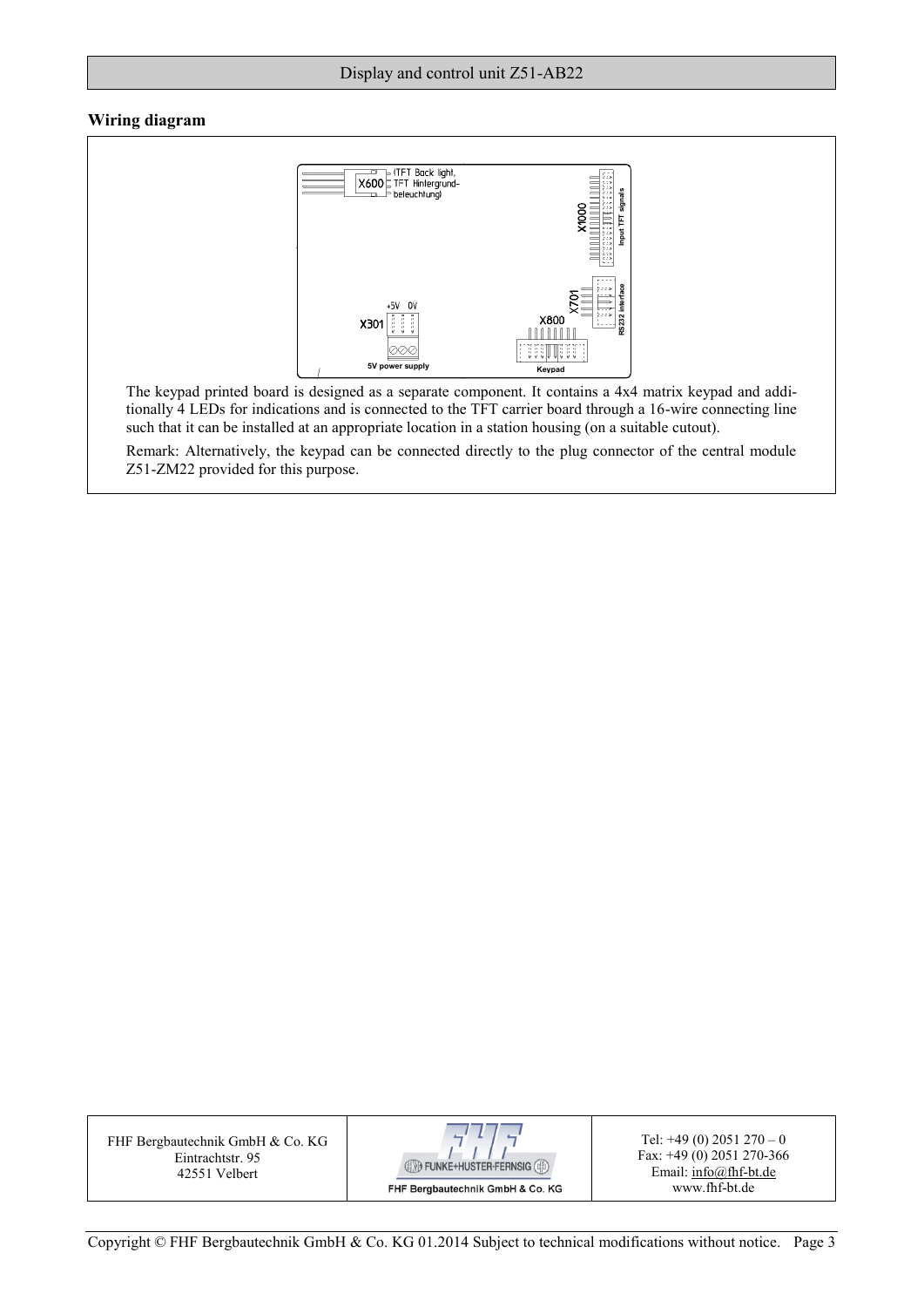## Wiring diagram

X600 (TFT Back light, TFT Hintergrund-beleuchtung)

X1000 Input TFT signals

X701 RS232 interface

X301 +5V 0V

5V power supply

X800

Keypad

The keypad printed board is designed as a separate component. It contains a 4x4 matrix keypad and additionally 4 LEDs for indications and is connected to the TFT carrier board through a 16-wire connecting line such that it can be installed at an appropriate location in a station housing (on a suitable cutout).

Remark: Alternatively, the keypad can be connected directly to the plug connector of the central module Z51-ZM22 provided for this purpose.